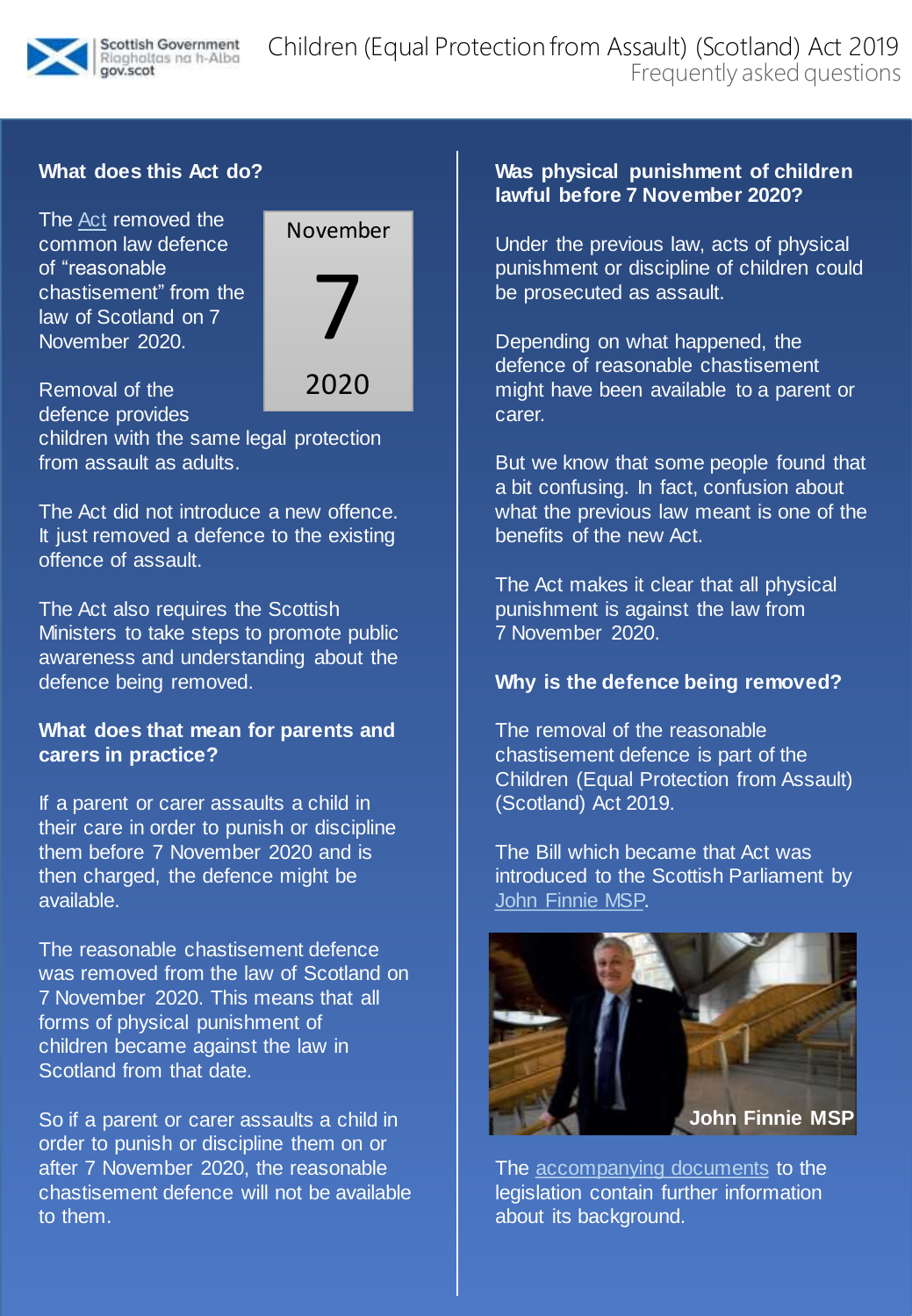# Children (Equal Protection from Assault) (Scotland) Act 2019

Frequently asked questions

## What does this Act do?

November 7 2020

The Act removed the common law defence of "reasonable chastisement" from the law of Scotland on 7 November 2020.

Removal of the defence provides children with the same legal protection from assault as adults.

The Act did not introduce a new offence. It just removed a defence to the existing offence of assault.

The Act also requires the Scottish Ministers to take steps to promote public awareness and understanding about the defence being removed.

## What does that mean for parents and carers in practice?

If a parent or carer assaults a child in their care in order to punish or discipline them before 7 November 2020 and is then charged, the defence might be available.

The reasonable chastisement defence was removed from the law of Scotland on 7 November 2020. This means that all forms of physical punishment of children became against the law in Scotland from that date.

So if a parent or carer assaults a child in order to punish or discipline them on or after 7 November 2020, the reasonable chastisement defence will not be available to them.

## Was physical punishment of children lawful before 7 November 2020?

Under the previous law, acts of physical punishment or discipline of children could be prosecuted as assault.

Depending on what happened, the defence of reasonable chastisement might have been available to a parent or carer.

But we know that some people found that a bit confusing. In fact, confusion about what the previous law meant is one of the benefits of the new Act.

The Act makes it clear that all physical punishment is against the law from 7 November 2020.

## Why is the defence being removed?

The removal of the reasonable chastisement defence is part of the Children (Equal Protection from Assault) (Scotland) Act 2019.

The Bill which became that Act was introduced to the Scottish Parliament by John Finnie MSP.

John Finnie MSP

The accompanying documents to the legislation contain further information about its background.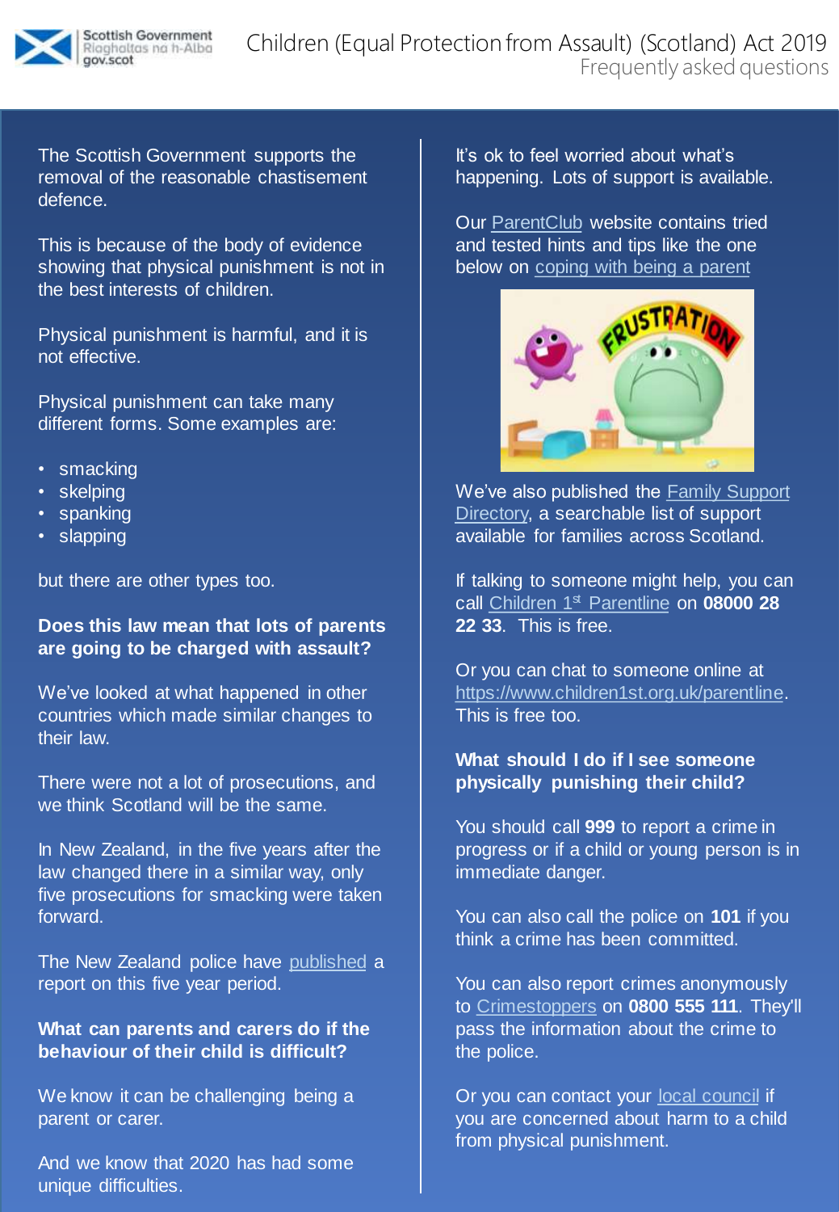The Scottish Government supports the removal of the reasonable chastisement defence.

This is because of the body of evidence showing that physical punishment is not in the best interests of children.

Physical punishment is harmful, and it is not effective.

Physical punishment can take many different forms. Some examples are:

- smacking
- skelping
- spanking
- slapping

but there are other types too.

**Does this law mean that lots of parents are going to be charged with assault?**

We've looked at what happened in other countries which made similar changes to their law.

There were not a lot of prosecutions, and we think Scotland will be the same.

In New Zealand, in the five years after the law changed there in a similar way, only five prosecutions for smacking were taken forward.

The New Zealand police have published a report on this five year period.

**What can parents and carers do if the behaviour of their child is difficult?**

We know it can be challenging being a parent or carer.

And we know that 2020 has had some unique difficulties.

It's ok to feel worried about what's happening. Lots of support is available.

Our ParentClub website contains tried and tested hints and tips like the one below on coping with being a parent

We've also published the Family Support Directory, a searchable list of support available for families across Scotland.

If talking to someone might help, you can call Children 1st Parentline on **08000 28 22 33**. This is free.

Or you can chat to someone online at https://www.children1st.org.uk/parentline. This is free too.

**What should I do if I see someone physically punishing their child?**

You should call **999** to report a crime in progress or if a child or young person is in immediate danger.

You can also call the police on **101** if you think a crime has been committed.

You can also report crimes anonymously to Crimestoppers on **0800 555 111**. They'll pass the information about the crime to the police.

Or you can contact your local council if you are concerned about harm to a child from physical punishment.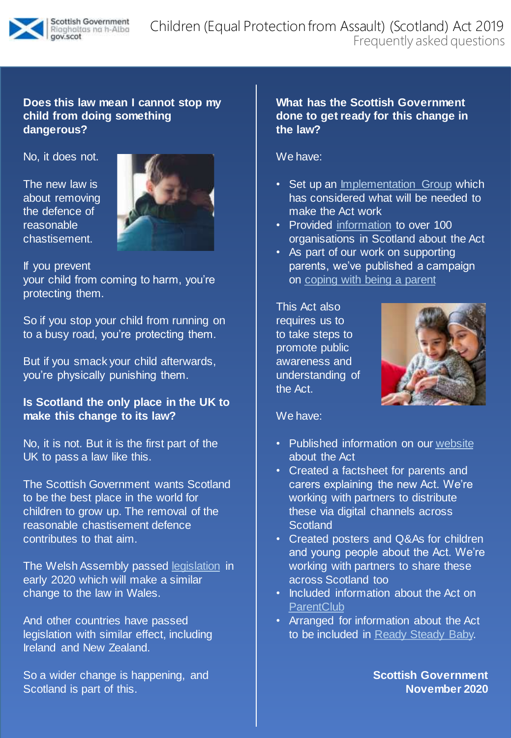## Does this law mean I cannot stop my child from doing something dangerous?

No, it does not.

The new law is about removing the defence of reasonable chastisement.

If you prevent your child from coming to harm, you're protecting them.

So if you stop your child from running on to a busy road, you're protecting them.

But if you smack your child afterwards, you're physically punishing them.

## Is Scotland the only place in the UK to make this change to its law?

No, it is not. But it is the first part of the UK to pass a law like this.

The Scottish Government wants Scotland to be the best place in the world for children to grow up. The removal of the reasonable chastisement defence contributes to that aim.

The Welsh Assembly passed legislation in early 2020 which will make a similar change to the law in Wales.

And other countries have passed legislation with similar effect, including Ireland and New Zealand.

So a wider change is happening, and Scotland is part of this.

## What has the Scottish Government done to get ready for this change in the law?

We have:

- Set up an Implementation Group which has considered what will be needed to make the Act work
- Provided information to over 100 organisations in Scotland about the Act
- As part of our work on supporting parents, we've published a campaign on coping with being a parent

This Act also requires us to to take steps to promote public awareness and understanding of the Act.

We have:

- Published information on our website about the Act
- Created a factsheet for parents and carers explaining the new Act. We're working with partners to distribute these via digital channels across Scotland
- Created posters and Q&As for children and young people about the Act. We're working with partners to share these across Scotland too
- Included information about the Act on ParentClub
- Arranged for information about the Act to be included in Ready Steady Baby.

**Scottish Government**
**November 2020**